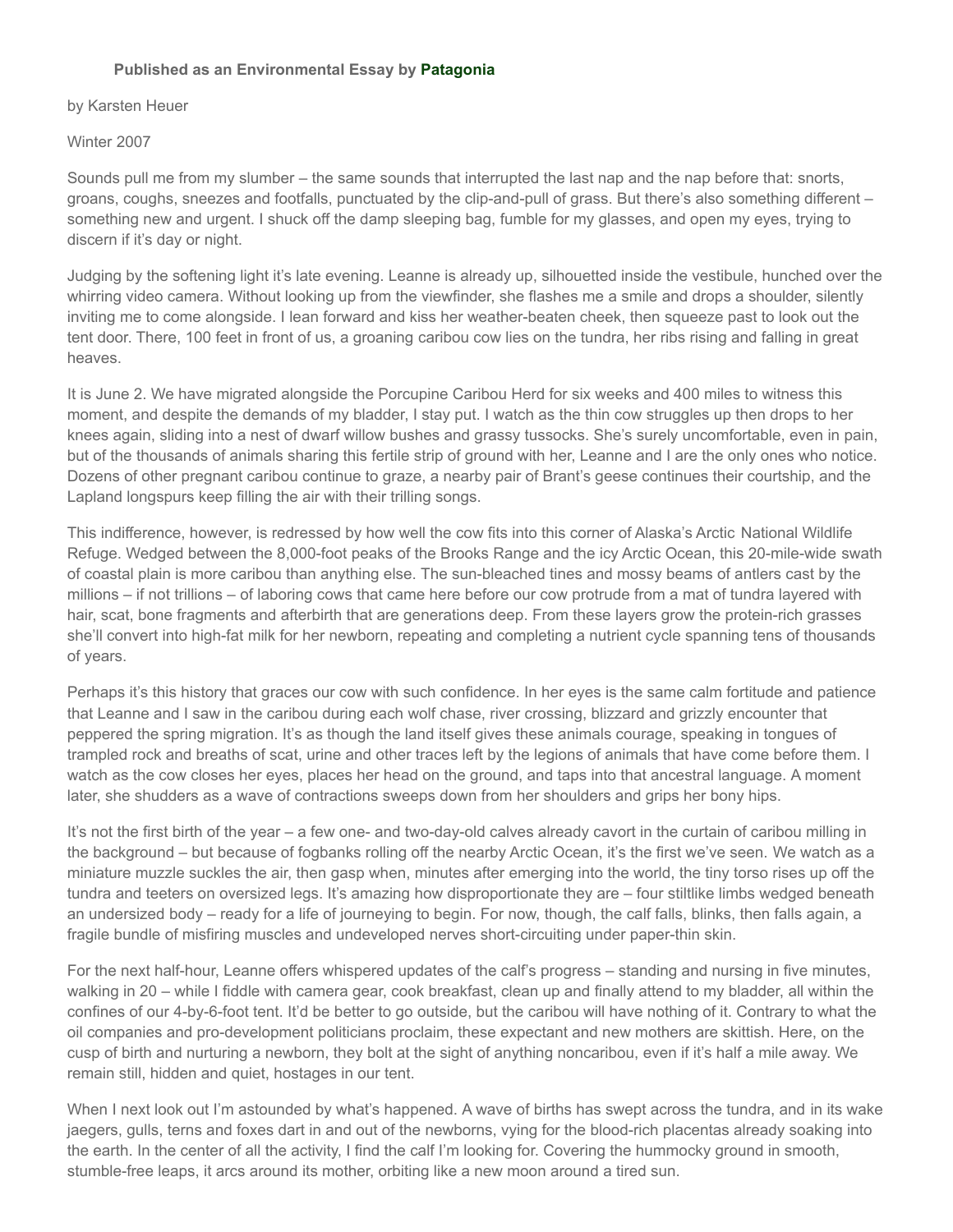**Published as an Environmental Essay by Patagonia**

by Karsten Heuer

Winter 2007

Sounds pull me from my slumber – the same sounds that interrupted the last nap and the nap before that: snorts, groans, coughs, sneezes and footfalls, punctuated by the clip-and-pull of grass. But there's also something different – something new and urgent. I shuck off the damp sleeping bag, fumble for my glasses, and open my eyes, trying to discern if it's day or night.

Judging by the softening light it's late evening. Leanne is already up, silhouetted inside the vestibule, hunched over the whirring video camera. Without looking up from the viewfinder, she flashes me a smile and drops a shoulder, silently inviting me to come alongside. I lean forward and kiss her weather-beaten cheek, then squeeze past to look out the tent door. There, 100 feet in front of us, a groaning caribou cow lies on the tundra, her ribs rising and falling in great heaves.

It is June 2. We have migrated alongside the Porcupine Caribou Herd for six weeks and 400 miles to witness this moment, and despite the demands of my bladder, I stay put. I watch as the thin cow struggles up then drops to her knees again, sliding into a nest of dwarf willow bushes and grassy tussocks. She's surely uncomfortable, even in pain, but of the thousands of animals sharing this fertile strip of ground with her, Leanne and I are the only ones who notice. Dozens of other pregnant caribou continue to graze, a nearby pair of Brant's geese continues their courtship, and the Lapland longspurs keep filling the air with their trilling songs.

This indifference, however, is redressed by how well the cow fits into this corner of Alaska's Arctic National Wildlife Refuge. Wedged between the 8,000-foot peaks of the Brooks Range and the icy Arctic Ocean, this 20-mile-wide swath of coastal plain is more caribou than anything else. The sun-bleached tines and mossy beams of antlers cast by the millions – if not trillions – of laboring cows that came here before our cow protrude from a mat of tundra layered with hair, scat, bone fragments and afterbirth that are generations deep. From these layers grow the protein-rich grasses she'll convert into high-fat milk for her newborn, repeating and completing a nutrient cycle spanning tens of thousands of years.

Perhaps it's this history that graces our cow with such confidence. In her eyes is the same calm fortitude and patience that Leanne and I saw in the caribou during each wolf chase, river crossing, blizzard and grizzly encounter that peppered the spring migration. It's as though the land itself gives these animals courage, speaking in tongues of trampled rock and breaths of scat, urine and other traces left by the legions of animals that have come before them. I watch as the cow closes her eyes, places her head on the ground, and taps into that ancestral language. A moment later, she shudders as a wave of contractions sweeps down from her shoulders and grips her bony hips.

It's not the first birth of the year – a few one- and two-day-old calves already cavort in the curtain of caribou milling in the background – but because of fogbanks rolling off the nearby Arctic Ocean, it's the first we've seen. We watch as a miniature muzzle suckles the air, then gasp when, minutes after emerging into the world, the tiny torso rises up off the tundra and teeters on oversized legs. It's amazing how disproportionate they are – four stiltlike limbs wedged beneath an undersized body – ready for a life of journeying to begin. For now, though, the calf falls, blinks, then falls again, a fragile bundle of misfiring muscles and undeveloped nerves short-circuiting under paper-thin skin.

For the next half-hour, Leanne offers whispered updates of the calf's progress – standing and nursing in five minutes, walking in 20 – while I fiddle with camera gear, cook breakfast, clean up and finally attend to my bladder, all within the confines of our 4-by-6-foot tent. It'd be better to go outside, but the caribou will have nothing of it. Contrary to what the oil companies and pro-development politicians proclaim, these expectant and new mothers are skittish. Here, on the cusp of birth and nurturing a newborn, they bolt at the sight of anything noncaribou, even if it's half a mile away. We remain still, hidden and quiet, hostages in our tent.

When I next look out I'm astounded by what's happened. A wave of births has swept across the tundra, and in its wake jaegers, gulls, terns and foxes dart in and out of the newborns, vying for the blood-rich placentas already soaking into the earth. In the center of all the activity, I find the calf I'm looking for. Covering the hummocky ground in smooth, stumble-free leaps, it arcs around its mother, orbiting like a new moon around a tired sun.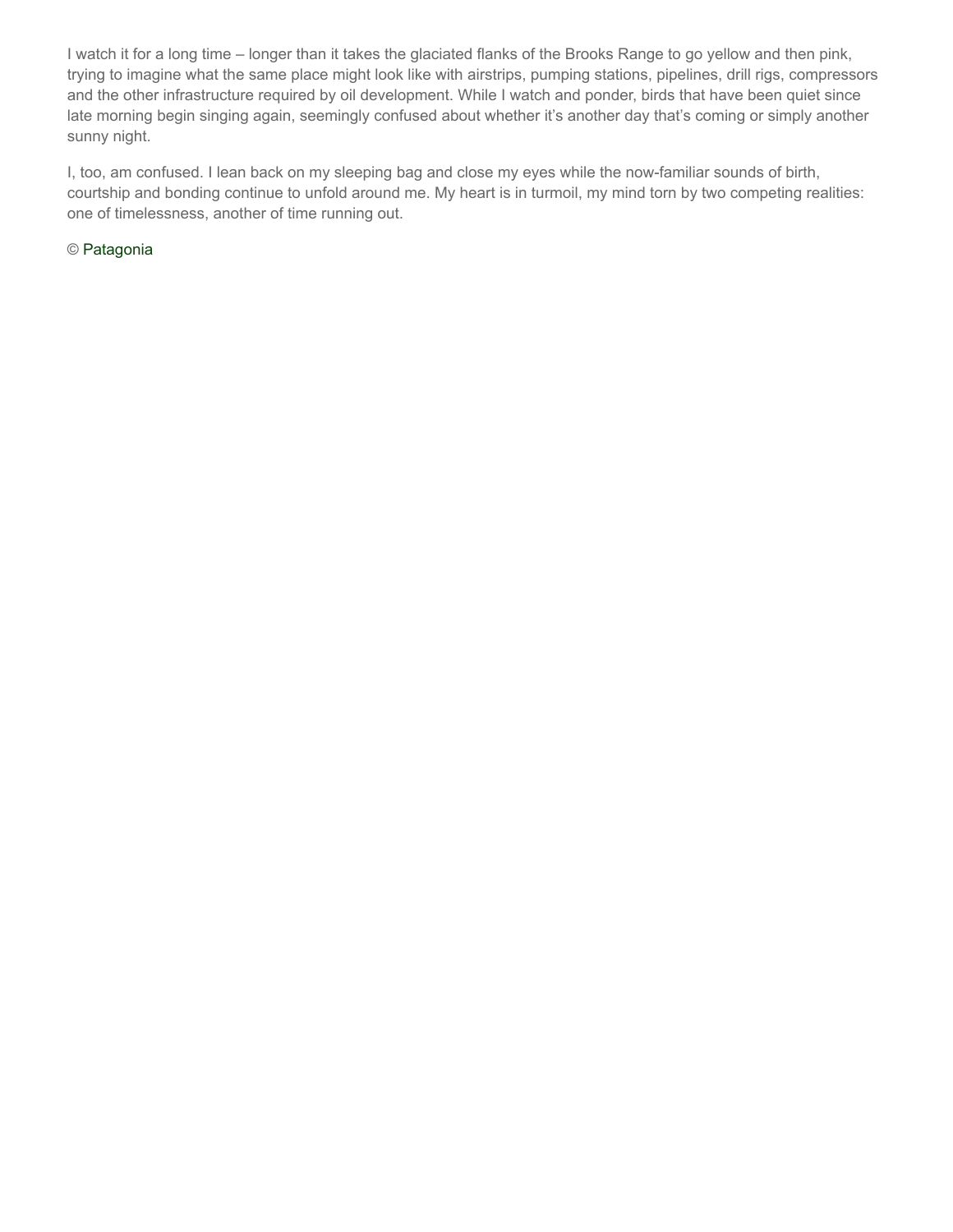I watch it for a long time – longer than it takes the glaciated flanks of the Brooks Range to go yellow and then pink, trying to imagine what the same place might look like with airstrips, pumping stations, pipelines, drill rigs, compressors and the other infrastructure required by oil development. While I watch and ponder, birds that have been quiet since late morning begin singing again, seemingly confused about whether it's another day that's coming or simply another sunny night.

I, too, am confused. I lean back on my sleeping bag and close my eyes while the now-familiar sounds of birth, courtship and bonding continue to unfold around me. My heart is in turmoil, my mind torn by two competing realities: one of timelessness, another of time running out.

© Patagonia